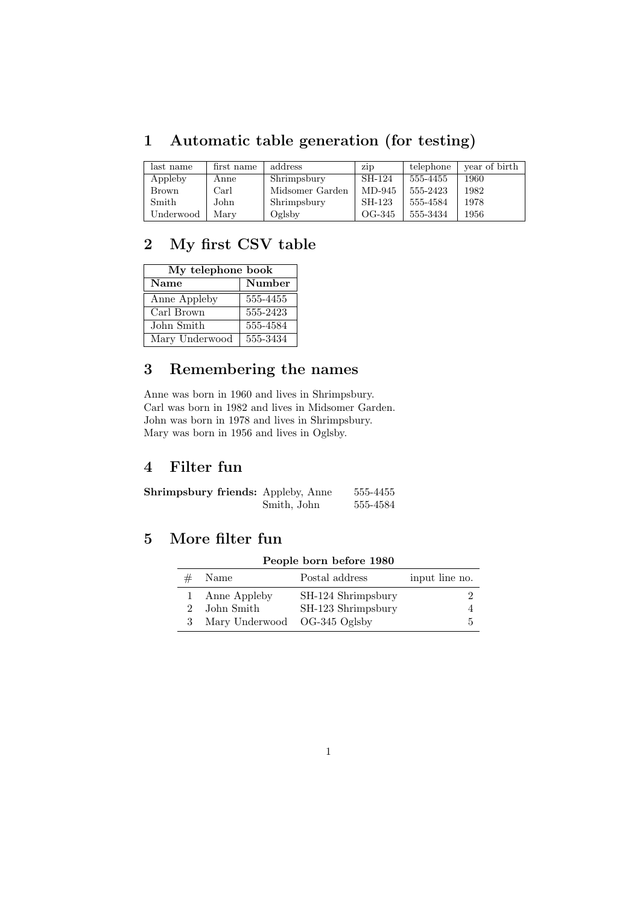# 1 Automatic table generation (for testing)

| last name | first name | address | zip | telephone | year of birth |
| --- | --- | --- | --- | --- | --- |
| Appleby | Anne | Shrimpsbury | SH-124 | 555-4455 | 1960 |
| Brown | Carl | Midsomer Garden | MD-945 | 555-2423 | 1982 |
| Smith | John | Shrimpsbury | SH-123 | 555-4584 | 1978 |
| Underwood | Mary | Oglsby | OG-345 | 555-3434 | 1956 |

# 2 My first CSV table

| **My telephone book** | |
| --- | --- |
| **Name** | **Number** |
| Anne Appleby | 555-4455 |
| Carl Brown | 555-2423 |
| John Smith | 555-4584 |
| Mary Underwood | 555-3434 |

# 3 Remembering the names

Anne was born in 1960 and lives in Shrimpsbury.
Carl was born in 1982 and lives in Midsomer Garden.
John was born in 1978 and lives in Shrimpsbury.
Mary was born in 1956 and lives in Oglsby.

# 4 Filter fun

| | | |
| --- | --- | --- |
| **Shrimpsbury friends:** | Appleby, Anne | 555-4455 |
| | Smith, John | 555-4584 |

# 5 More filter fun

**People born before 1980**

| # | Name | Postal address | input line no. |
| --- | --- | --- | --- |
| 1 | Anne Appleby | SH-124 Shrimpsbury | 2 |
| 2 | John Smith | SH-123 Shrimpsbury | 4 |
| 3 | Mary Underwood | OG-345 Oglsby | 5 |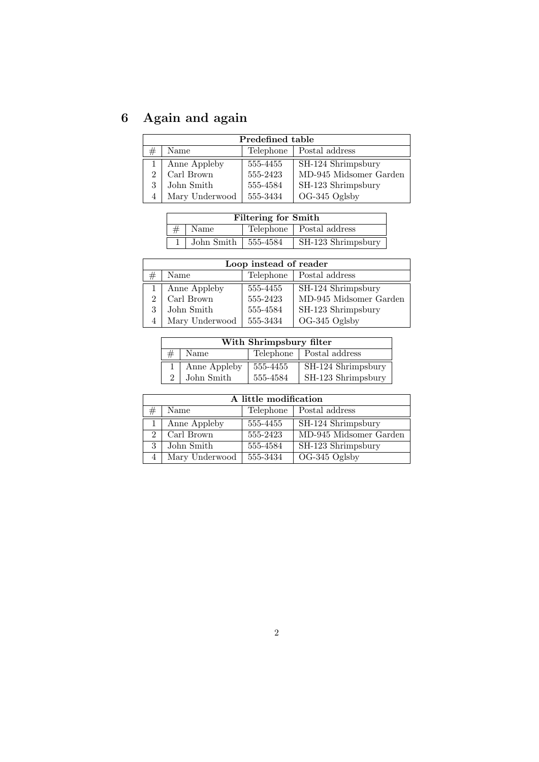## 6 Again and again

| **Predefined table** | | | |
|---|---|---|---|
| # | Name | Telephone | Postal address |
| 1 | Anne Appleby | 555-4455 | SH-124 Shrimpsbury |
| 2 | Carl Brown | 555-2423 | MD-945 Midsomer Garden |
| 3 | John Smith | 555-4584 | SH-123 Shrimpsbury |
| 4 | Mary Underwood | 555-3434 | OG-345 Oglsby |

| **Filtering for Smith** | | | |
|---|---|---|---|
| # | Name | Telephone | Postal address |
| 1 | John Smith | 555-4584 | SH-123 Shrimpsbury |

| **Loop instead of reader** | | | |
|---|---|---|---|
| # | Name | Telephone | Postal address |
| 1 | Anne Appleby | 555-4455 | SH-124 Shrimpsbury |
| 2 | Carl Brown | 555-2423 | MD-945 Midsomer Garden |
| 3 | John Smith | 555-4584 | SH-123 Shrimpsbury |
| 4 | Mary Underwood | 555-3434 | OG-345 Oglsby |

| **With Shrimpsbury filter** | | | |
|---|---|---|---|
| # | Name | Telephone | Postal address |
| 1 | Anne Appleby | 555-4455 | SH-124 Shrimpsbury |
| 2 | John Smith | 555-4584 | SH-123 Shrimpsbury |

| **A little modification** | | | |
|---|---|---|---|
| # | Name | Telephone | Postal address |
| 1 | Anne Appleby | 555-4455 | SH-124 Shrimpsbury |
| 2 | Carl Brown | 555-2423 | MD-945 Midsomer Garden |
| 3 | John Smith | 555-4584 | SH-123 Shrimpsbury |
| 4 | Mary Underwood | 555-3434 | OG-345 Oglsby |